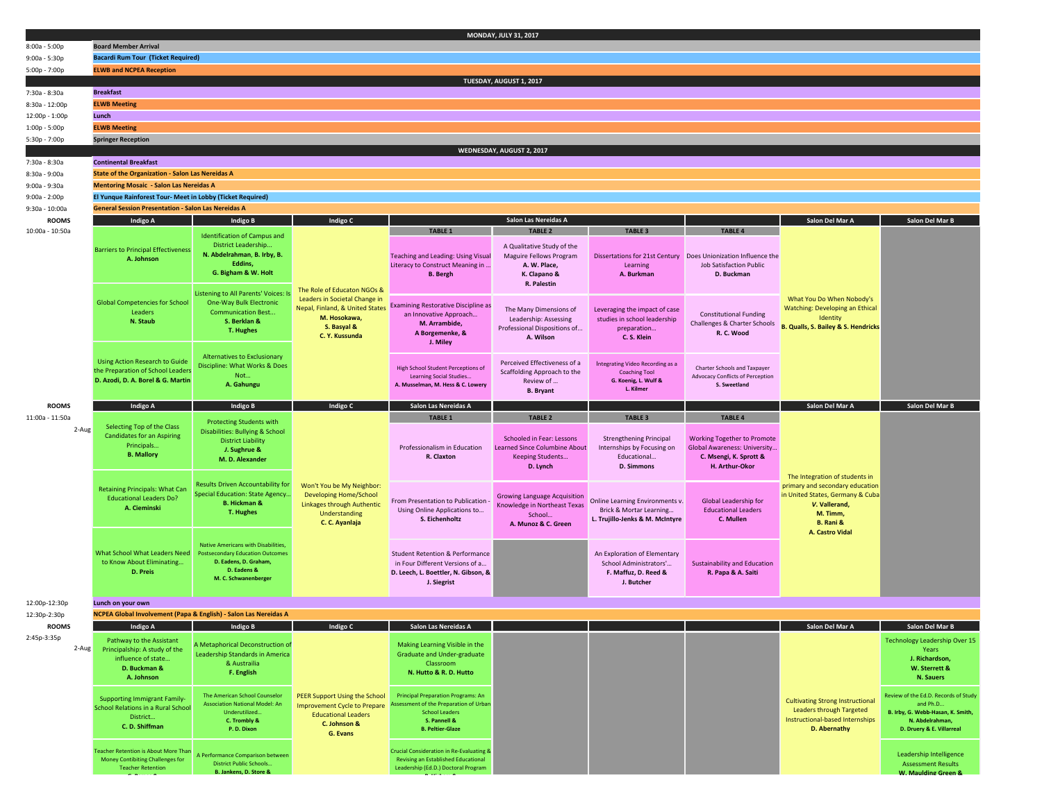## MONDAY, JULY 31, 2017

| Time | Event |
|---|---|
| 8:00a - 5:00p | **Board Member Arrival** |
| 9:00a - 5:30p | **Bacardi Rum Tour (Ticket Required)** |
| 5:00p - 7:00p | **ELWB and NCPEA Reception** |

## TUESDAY, AUGUST 1, 2017

| Time | Event |
|---|---|
| 7:30a - 8:30a | **Breakfast** |
| 8:30a - 12:00p | **ELWB Meeting** |
| 12:00p - 1:00p | **Lunch** |
| 1:00p - 5:00p | **ELWB Meeting** |
| 5:30p - 7:00p | **Springer Reception** |

## WEDNESDAY, AUGUST 2, 2017

| Time | Event |
|---|---|
| 7:30a - 8:30a | **Continental Breakfast** |
| 8:30a - 9:00a | **State of the Organization - Salon Las Nereidas A** |
| 9:00a - 9:30a | **Mentoring Mosaic - Salon Las Nereidas A** |
| 9:00a - 2:00p | **El Yunque Rainforest Tour- Meet in Lobby (Ticket Required)** |
| 9:30a - 10:00a | **General Session Presentation - Salon Las Nereidas A** |

### 10:00a - 10:50a

| Indigo A | Indigo B | Indigo C | Salon Las Nereidas A – TABLE 1 | TABLE 2 | TABLE 3 | TABLE 4 | Salon Del Mar A | Salon Del Mar B |
|---|---|---|---|---|---|---|---|---|
| Barriers to Principal Effectiveness **A. Johnson** | Identification of Campus and District Leadership… **N. Abdelrahman, B. Irby, B. Eddins, G. Bigham & W. Holt** | The Role of Educaton NGOs & Leaders in Societal Change in Nepal, Finland, & United States **M. Hosokawa, S. Basyal & C. Y. Kussunda** | Teaching and Leading: Using Visual Literacy to Construct Meaning in … **B. Bergh** | A Qualitative Study of the Maguire Fellows Program **A. W. Place, K. Clapano & R. Palestin** | Dissertations for 21st Century Learning **A. Burkman** | Does Unionization Influence the Job Satisfaction Public **D. Buckman** | What You Do When Nobody's Watching: Developing an Ethical Identity **B. Qualls, S. Bailey & S. Hendricks** | |
| Global Competencies for School Leaders **N. Staub** | Listening to All Parents' Voices: Is One-Way Bulk Electronic Communication Best… **S. Berklan & T. Hughes** | | Examining Restorative Discipline as an Innovative Approach… **M. Arrambide, A Borgemenke, & J. Miley** | The Many Dimensions of Leadership: Assessing Professional Dispositions of… **A. Wilson** | Leveraging the impact of case studies in school leadership preparation… **C. S. Klein** | Constitutional Funding Challenges & Charter Schools **R. C. Wood** | | |
| Using Action Research to Guide the Preparation of School Leaders **D. Azodi, D. A. Borel & G. Martin** | Alternatives to Exclusionary Discipline: What Works & Does Not… **A. Gahungu** | | High School Student Perceptions of Learning Social Studies… **A. Musselman, M. Hess & C. Lowery** | Perceived Effectiveness of a Scaffolding Approach to the Review of … **B. Bryant** | Integrating Video Recording as a Coaching Tool **G. Koenig, L. Wulf & L. Kilmer** | Charter Schools and Taxpayer Advocacy Conflicts of Perception **S. Sweetland** | | |

### 11:00a - 11:50a (2-Aug)

| Indigo A | Indigo B | Indigo C | Salon Las Nereidas A – TABLE 1 | TABLE 2 | TABLE 3 | TABLE 4 | Salon Del Mar A | Salon Del Mar B |
|---|---|---|---|---|---|---|---|---|
| Selecting Top of the Class Candidates for an Aspiring Principals… **B. Mallory** | Protecting Students with Disabilities: Bullying & School District Liability **J. Sughrue & M. D. Alexander** | Won't You be My Neighbor: Developing Home/School Linkages through Authentic Understanding **C. C. Ayanlaja** | Professionalism in Education **R. Claxton** | Schooled in Fear: Lessons Learned Since Columbine About Keeping Students… **D. Lynch** | Strengthening Principal Internships by Focusing on Educational… **D. Simmons** | Working Together to Promote Global Awareness: University… **C. Msengi, K. Sprott & H. Arthur-Okor** | The Integration of students in primary and secondary education in United States, Germany & Cuba ***V. Vallerand*, M. Timm, B. Rani & A. Castro Vidal** | |
| Retaining Principals: What Can Educational Leaders Do? **A. Cieminski** | Results Driven Accountability for Special Education: State Agency… **B. Hickman & T. Hughes** | | From Presentation to Publication - Using Online Applications to… **S. Eichenholtz** | Growing Language Acquisition Knowledge in Northeast Texas School… **A. Munoz & C. Green** | Online Learning Environments v. Brick & Mortar Learning… **L. Trujillo-Jenks & M. McIntyre** | Global Leadership for Educational Leaders **C. Mullen** | | |
| What School What Leaders Need to Know About Eliminating… **D. Preis** | Native Americans with Disabilities, Postsecondary Education Outcomes **D. Eadens, D. Graham, D. Eadens & M. C. Schwanenberger** | | Student Retention & Performance in Four Different Versions of a… **D. Leech, L. Boettler, N. Gibson, & J. Siegrist** | | An Exploration of Elementary School Administrators'… **F. Maffuz, D. Reed & J. Butcher** | Sustainability and Education **R. Papa & A. Saiti** | | |

| Time | Event |
|---|---|
| 12:00p-12:30p | **Lunch on your own** |
| 12:30p-2:30p | **NCPEA Global Involvement (Papa & English) - Salon Las Nereidas A** |

### 2:45p-3:35p (2-Aug)

| Indigo A | Indigo B | Indigo C | Salon Las Nereidas A | | | | Salon Del Mar A | Salon Del Mar B |
|---|---|---|---|---|---|---|---|---|
| Pathway to the Assistant Principalship: A study of the influence of state… **D. Buckman & A. Johnson** | A Metaphorical Deconstruction of Leadership Standards in America & Austrailia **F. English** | PEER Support Using the School Improvement Cycle to Prepare Educational Leaders **C. Johnson & G. Evans** | Making Learning Visible in the Graduate and Under-graduate Classroom **N. Hutto & R. D. Hutto** | | | | Cultivating Strong Instructional Leaders through Targeted Instructional-based Internships **D. Abernathy** | Technology Leadership Over 15 Years **J. Richardson, W. Sterrett & N. Sauers** |
| Supporting Immigrant Family-School Relations in a Rural School District… **C. D. Shiffman** | The American School Counselor Association National Model: An Underutilized… **C. Trombly & P. D. Dixon** | | Principal Preparation Programs: An Assessment of the Preparation of Urban School Leaders **S. Pannell & B. Peltier-Glaze** | | | | | Review of the Ed.D. Records of Study and Ph.D… **B. Irby, G. Webb-Hasan, K. Smith, N. Abdelrahman, D. Druery & E. Villarreal** |
| Teacher Retention is About More Than Money Contibiting Challenges for Teacher Retention | A Performance Comparison between District Public Schools… **B. Jankens, D. Store &** | | Crucial Consideration in Re-Evaluating & Revising an Established Educational Leadership (Ed.D.) Doctoral Program | | | | | Leadership Intelligence Assessment Results **W. Maulding Green &** |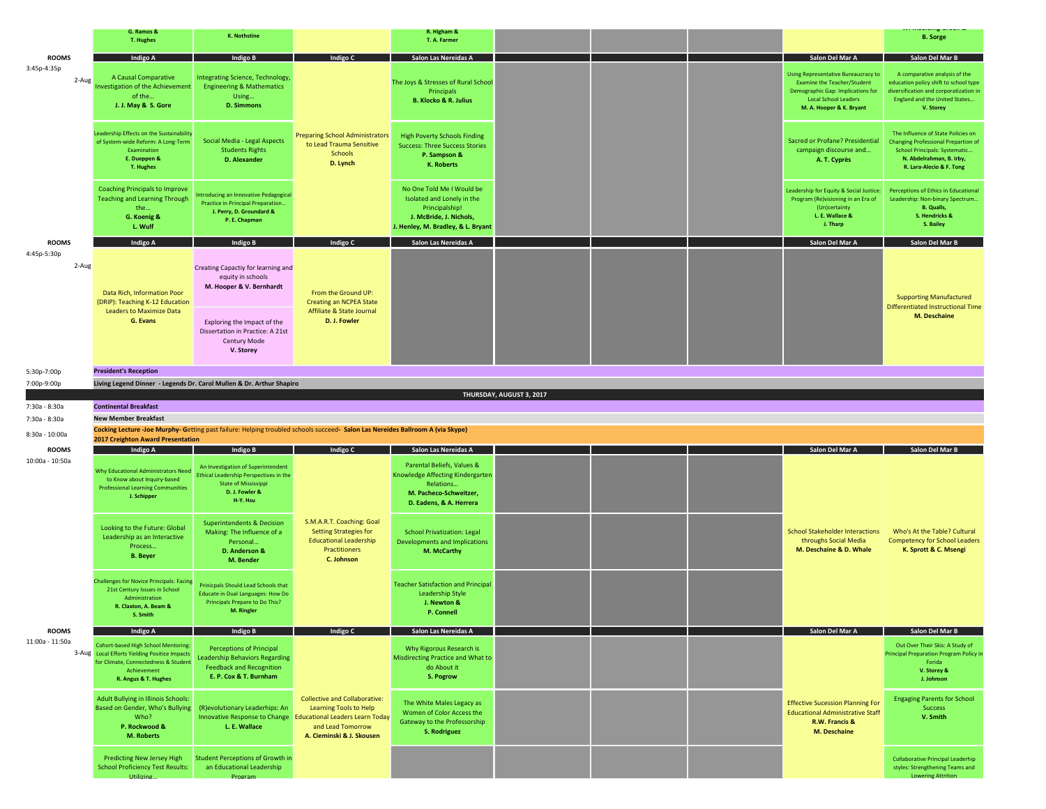| | Indigo A | Indigo B | Indigo C | Salon Las Nereidas A | | | | Salon Del Mar A | Salon Del Mar B |
|---|---|---|---|---|---|---|---|---|---|
| | **G. Ramos & T. Hughes** | **K. Nothstine** | | **R. Higham & T. A. Farmer** | | | | | **B. Sorge** |
| **ROOMS** | **Indigo A** | **Indigo B** | **Indigo C** | **Salon Las Nereidas A** | | | | **Salon Del Mar A** | **Salon Del Mar B** |
| 3:45p-4:35p 2-Aug | A Causal Comparative Investigation of the Achievement of the... **J. J. May & S. Gore** | Integrating Science, Technology, Engineering & Mathematics Using... **D. Simmons** | Preparing School Administrators to Lead Trauma Sensitive Schools **D. Lynch** | The Joys & Stresses of Rural School Principals **B. Klocko & R. Julius** | | | | Using Representative Bureaucracy to Examine the Teacher/Student Demographic Gap: Implications for Local School Leaders **M. A. Hooper & K. Bryant** | A comparative analysis of the education policy shift to school type diversification and corporatization in England and the United States... **V. Storey** |
| | Leadership Effects on the Sustainability of System-wide Reform: A Long-Term Examination **E. Dueppen & T. Hughes** | Social Media - Legal Aspects Students Rights **D. Alexander** | | High Poverty Schools Finding Success: Three Success Stories **P. Sampson & K. Roberts** | | | | Sacred or Profane? Presidential campaign discourse and... **A. T. Cyprès** | The Influence of State Policies on Changing Professional Prepartion of School Principals: Systematic... **N. Abdelrahman, B. Irby, R. Lara-Alecio & F. Tong** |
| | Coaching Principals to Improve Teaching and Learning Through the... **G. Koenig & L. Wulf** | Introducing an Innovative Pedagogical Practice in Principal Preparation... **J. Perry, D. Groundard & P. E. Chapman** | | No One Told Me I Would be Isolated and Lonely in the Principalship! **J. McBride, J. Nichols, J. Henley, M. Bradley, & L. Bryant** | | | | Leadership for Equity & Social Justice: Program (Re)visioning in an Era of (Un)certainty **L. E. Wallace & J. Tharp** | Perceptions of Ethics in Educational Leadership: Non-binary Spectrum... **B. Qualls, S. Hendricks & S. Bailey** |
| **ROOMS** | **Indigo A** | **Indigo B** | **Indigo C** | **Salon Las Nereidas A** | | | | **Salon Del Mar A** | **Salon Del Mar B** |
| 4:45p-5:30p 2-Aug | Data Rich, Information Poor (DRIP): Teaching K-12 Education Leaders to Maximize Data **G. Evans** | Creating Capactiy for learning and equity in schools **M. Hooper & V. Bernhardt** | From the Ground UP: Creating an NCPEA State Affiliate & State Journal **D. J. Fowler** | | | | | | Supporting Manufactured Differentiated Instructional Time **M. Deschaine** |
| | | Exploring the Impact of the Dissertation in Practice: A 21st Century Mode **V. Storey** | | | | | | | |
| 5:30p-7:00p | **President's Reception** | | | | | | | | |
| 7:00p-9:00p | **Living Legend Dinner - Legends Dr. Carol Mullen & Dr. Arthur Shapiro** | | | | | | | | |
| | **THURSDAY, AUGUST 3, 2017** | | | | | | | | |
| 7:30a - 8:30a | **Continental Breakfast** | | | | | | | | |
| 7:30a - 8:30a | **New Member Breakfast** | | | | | | | | |
| 8:30a - 10:00a | **Cocking Lecture -Joe Murphy- Getting past failure: Helping troubled schools succeed- Salon Las Nereides Ballroom A (via Skype)** **2017 Creighton Award Presentation** | | | | | | | | |
| **ROOMS** | **Indigo A** | **Indigo B** | **Indigo C** | **Salon Las Nereidas A** | | | | **Salon Del Mar A** | **Salon Del Mar B** |
| 10:00a - 10:50a | Why Educational Administrators Need to Know about Inquiry-based Professional Learning Communities **J. Schipper** | An Investigation of Superintendent Ethical Leadership Perspectives in the State of Mississippi **D. J. Fowler & H-Y. Hsu** | S.M.A.R.T. Coaching: Goal Setting Strategies for Educational Leadership Practitioners **C. Johnson** | Parental Beliefs, Values & Knowledge Affecting Kindergarten Relations... **M. Pacheco-Schweitzer, D. Eadens, & A. Herrera** | | | | School Stakeholder Interactions throughs Social Media **M. Deschaine & D. Whale** | Who's At the Table? Cultural Competency for School Leaders **K. Sprott & C. Msengi** |
| | Looking to the Future: Global Leadership as an Interactive Process... **B. Beyer** | Superintendents & Decision Making: The Influence of a Personal... **D. Anderson & M. Bender** | | School Privatization: Legal Developments and Implications **M. McCarthy** | | | | | |
| | Challenges for Novice Principals: Facing 21st Century Issues in School Administration **R. Claxton, A. Beam & S. Smith** | Prinicpals Should Lead Schools that Educate in Dual Languages: How Do Principals Prepare to Do This? **M. Ringler** | | Teacher Satisfaction and Principal Leadership Style **J. Newton & P. Connell** | | | | | |
| **ROOMS** | **Indigo A** | **Indigo B** | **Indigo C** | **Salon Las Nereidas A** | | | | **Salon Del Mar A** | **Salon Del Mar B** |
| 11:00a - 11:50a 3-Aug | Cohort-based High School Mentoring: Local Efforts Yielding Positice Impacts for Climate, Connectedness & Student Achievement **R. Angus & T. Hughes** | Perceptions of Principal Leadership Behaviors Regarding Feedback and Recognition **E. P. Cox & T. Burnham** | Collective and Collaborative: Learning Tools to Help Educational Leaders Learn Today and Lead Tomorrow **A. Cieminski & J. Skousen** | Why Rigorous Research is Misdirecting Practice and What to do About it **S. Pogrow** | | | | Effective Sucession Planning For Educational Administrative Staff **R.W. Francis & M. Deschaine** | Out Over Their Skis: A Study of Principal Preparation Program Policy in Forida **V. Storey & J. Johnson** |
| | Adult Bullying in Illinois Schools: Based on Gender, Who's Bullying Who? **P. Rockwood & M. Roberts** | (R)evolutionary Leaderships: An Innovative Response to Change **L. E. Wallace** | | The White Males Legacy as Women of Color Access the Gateway to the Professorship **S. Rodriguez** | | | | | Engaging Parents for School Success **V. Smith** |
| | Predicting New Jersey High School Proficiency Test Results: Utilizing... | Student Perceptions of Growth in an Educational Leadership Program | | | | | | | Collaborative Principal Leaderhip styles: Strengthening Teams and Lowering Attrition |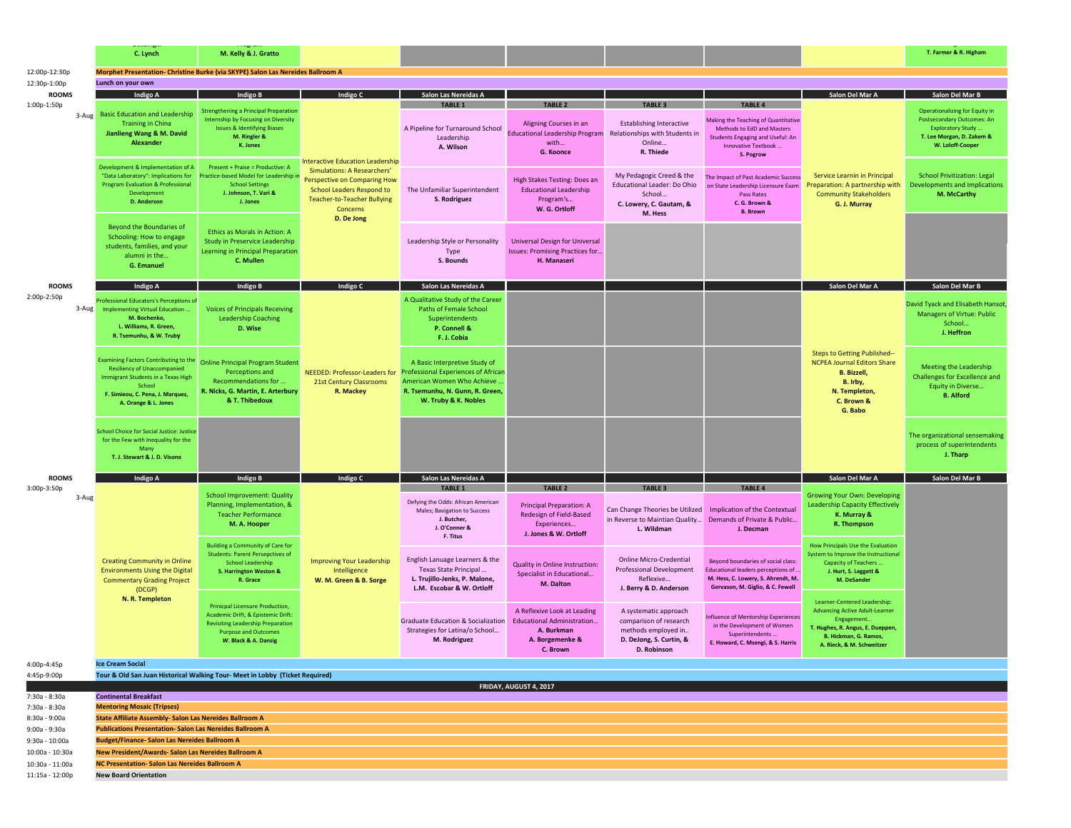| | | Indigo A | Indigo B | Indigo C | Salon Las Nereidas A | | | | Salon Del Mar A | Salon Del Mar B |
|---|---|---|---|---|---|---|---|---|---|---|
| | | **C. Lynch** | **M. Kelly & J. Gratto** | | | | | | | **T. Farmer & R. Higham** |

12:00p-12:30p **Morphet Presentation- Christine Burke (via SKYPE) Salon Las Nereides Ballroom A**

12:30p-1:00p **Lunch on your own**

| ROOMS | | Indigo A | Indigo B | Indigo C | Salon Las Nereidas A | | | | Salon Del Mar A | Salon Del Mar B |
|---|---|---|---|---|---|---|---|---|---|---|
| 1:00p-1:50p | | | | | TABLE 1 | TABLE 2 | TABLE 3 | TABLE 4 | | |
| | 3-Aug | Basic Education and Leadership Training in China **Jianlieng Wang & M. David Alexander** | Strengthening a Principal Preparation Internship by Focusing on Diversity Issues & Identifying Biases **M. Ringler & K. Jones** | Interactive Education Leadership Simulations: A Researchers' Perspective on Comparing How School Leaders Respond to Teacher-to-Teacher Bullying Concerns **D. De Jong** | A Pipeline for Turnaround School Leadership **A. Wilson** | Aligning Courses in an Educational Leadership Program with… **G. Koonce** | Establishing Interactive Relationships with Students in Online… **R. Thiede** | Making the Teaching of Quantitative Methods to EdD and Masters Students Engaging and Useful: An Innovative Textbook … **S. Pogrow** | Service Learnin in Principal Preparation: A partnership with Community Stakeholders **G. J. Murray** | Operationalizing for Equity in Postsecondary Outcomes: An Exploratory Study … **T. Lee Morgan, D. Zakem & W. Loloff-Cooper** |
| | | Development & Implementation of A "Data Laboratory": Implications for Program Evaluation & Professional Development **D. Anderson** | Present + Praise = Productive: A Practice-based Model for Leadership in School Settings **J. Johnson, T. Vari & J. Jones** | | The Unfamiliar Superintendent **S. Rodriguez** | High Stakes Testing: Does an Educational Leadership Program's… **W. G. Ortloff** | My Pedagogic Creed & the Educational Leader: Do Ohio School… **C. Lowery, C. Gautam, & M. Hess** | The Impact of Past Academic Success on State Leadership Licensure Exam Pass Rates **C. G. Brown & B. Brown** | | School Privitization: Legal Developments and Implications **M. McCarthy** |
| | | Beyond the Boundaries of Schooling: How to engage students, families, and your alumni in the… **G. Emanuel** | Ethics as Morals in Action: A Study in Preservice Leadership Learning in Principal Preparation **C. Mullen** | | Leadership Style or Personality Type **S. Bounds** | Universal Design for Universal Issues: Promising Practices for… **H. Manaseri** | | | | |

| ROOMS | | Indigo A | Indigo B | Indigo C | Salon Las Nereidas A | | | | Salon Del Mar A | Salon Del Mar B |
|---|---|---|---|---|---|---|---|---|---|---|
| 2:00p-2:50p | 3-Aug | Professional Educators's Perceptions of Implementing Virtual Education … **M. Bochenko, L. Williams, R. Green, R. Tsemunhu, & W. Truby** | Voices of Principals Receiving Leadership Coaching **D. Wise** | NEEDED: Professor-Leaders for 21st Century Classrooms **R. Mackey** | A Qualitative Study of the Career Paths of Female School Superintendents **P. Connell & F. J. Cobia** | | | | Steps to Getting Published-- NCPEA Journal Editors Share **B. Bizzell, B. Irby, N. Templeton, C. Brown & G. Babo** | David Tyack and Elisabeth Hansot, Managers of Virtue: Public School… **J. Heffron** |
| | | Examining Factors Contributing to the Resiliency of Unaccompanied Immigrant Students in a Texas High School **F. Simieou, C. Pena, J. Marquez, A. Orange & L. Jones** | Online Principal Program Student Perceptions and Recommendations for … **R. Nicks, G. Martin, E. Arterbury & T. Thibedoux** | | A Basic Interpretive Study of Professional Experiences of African American Women Who Achieve … **R. Tsemunhu, N. Gunn, R. Green, W. Truby & K. Nobles** | | | | | Meeting the Leadership Challenges for Excellence and Equity in Diverse… **B. Alford** |
| | | School Choice for Social Justice: Justice for the Few with Inequality for the Many **T. J. Stewart & J. D. Visone** | | | | | | | | The organizational sensemaking process of superintendents **J. Tharp** |

| ROOMS | | Indigo A | Indigo B | Indigo C | Salon Las Nereidas A | | | | Salon Del Mar A | Salon Del Mar B |
|---|---|---|---|---|---|---|---|---|---|---|
| 3:00p-3:50p | | | | | TABLE 1 | TABLE 2 | TABLE 3 | TABLE 4 | | |
| | 3-Aug | Creating Community in Online Environments Using the Digital Commentary Grading Project (DCGP) **N. R. Templeton** | School Improvement: Quality Planning, Implementation, & Teacher Performance **M. A. Hooper** | Improving Your Leadership Intelligence **W. M. Green & B. Sorge** | Defying the Odds: African American Males; Bavigation to Success **J. Butcher, J. O'Conner & F. Titus** | Principal Preparation: A Redesign of Field-Based Experiences… **J. Jones & W. Ortloff** | Can Change Theories be Utilized in Reverse to Maintian Quality… **L. Wildman** | Implication of the Contextual Demands of Private & Public… **J. Decman** | Growing Your Own: Developing Leadership Capacity Effectively **K. Murray & R. Thompson** | |
| | | | Building a Community of Care for Students: Parent Perspectives of School Leadership **S. Harrington Weston & R. Grace** | | English Lanuage Learners & the Texas State Principal … **L. Trujillo-Jenks, P. Malone, L.M. Escobar & W. Ortloff** | Quality in Online Instruction: Specialist in Educational… **M. Dalton** | Online Micro-Credential Professional Development Reflexive… **J. Berry & D. Anderson** | Beyond boundaries of social class: Educational leaders perceptions of … **M. Hess, C. Lowery, S. Ahrendt, M. Gervason, M. Giglio, & C. Fewell** | How Principals Use the Evaluation System to Improve the Instructional Capacity of Teachers … **J. Hurt, S. Leggett & M. DeSander** | |
| | | | Prinicpal Licensure Production, Academic Drift, & Epistemic Drift: Revisiting Leadership Preparation Purpose and Outcomes ***W. Black & A. Danzig*** | | Graduate Education & Socialization Strategies for Latina/o School… **M. Rodriguez** | A Reflexive Look at Leading Educational Administration… **A. Burkman A. Borgemenke & C. Brown** | A systematic approach comparison of research methods employed in.. **D. DeJong, S. Curtin, & D. Robinson** | Influence of Mentorship Experiences in the Development of Women Superintendents … **E. Howard, C. Msengi, & S. Harris** | Learner-Centered Leadership: Advancing Active Adult-Learner Engagement… **T. Hughes, R. Angus, E. Dueppen, B. Hickman, G. Ramos, A. Rieck, & M. Schweitzer** | |

4:00p-4:45p **Ice Cream Social**

4:45p-9:00p **Tour & Old San Juan Historical Walking Tour- Meet in Lobby (Ticket Required)**

## FRIDAY, AUGUST 4, 2017

| Time | Event |
|---|---|
| 7:30a - 8:30a | **Continental Breakfast** |
| 7:30a - 8:30a | **Mentoring Mosaic (Tripses)** |
| 8:30a - 9:00a | **State Affiliate Assembly- Salon Las Nereides Ballroom A** |
| 9:00a - 9:30a | **Publications Presentation- Salon Las Nereides Ballroom A** |
| 9:30a - 10:00a | **Budget/Finance- Salon Las Nereides Ballroom A** |
| 10:00a - 10:30a | **New President/Awards- Salon Las Nereides Ballroom A** |
| 10:30a - 11:00a | **NC Presentation- Salon Las Nereides Ballroom A** |
| 11:15a - 12:00p | **New Board Orientation** |